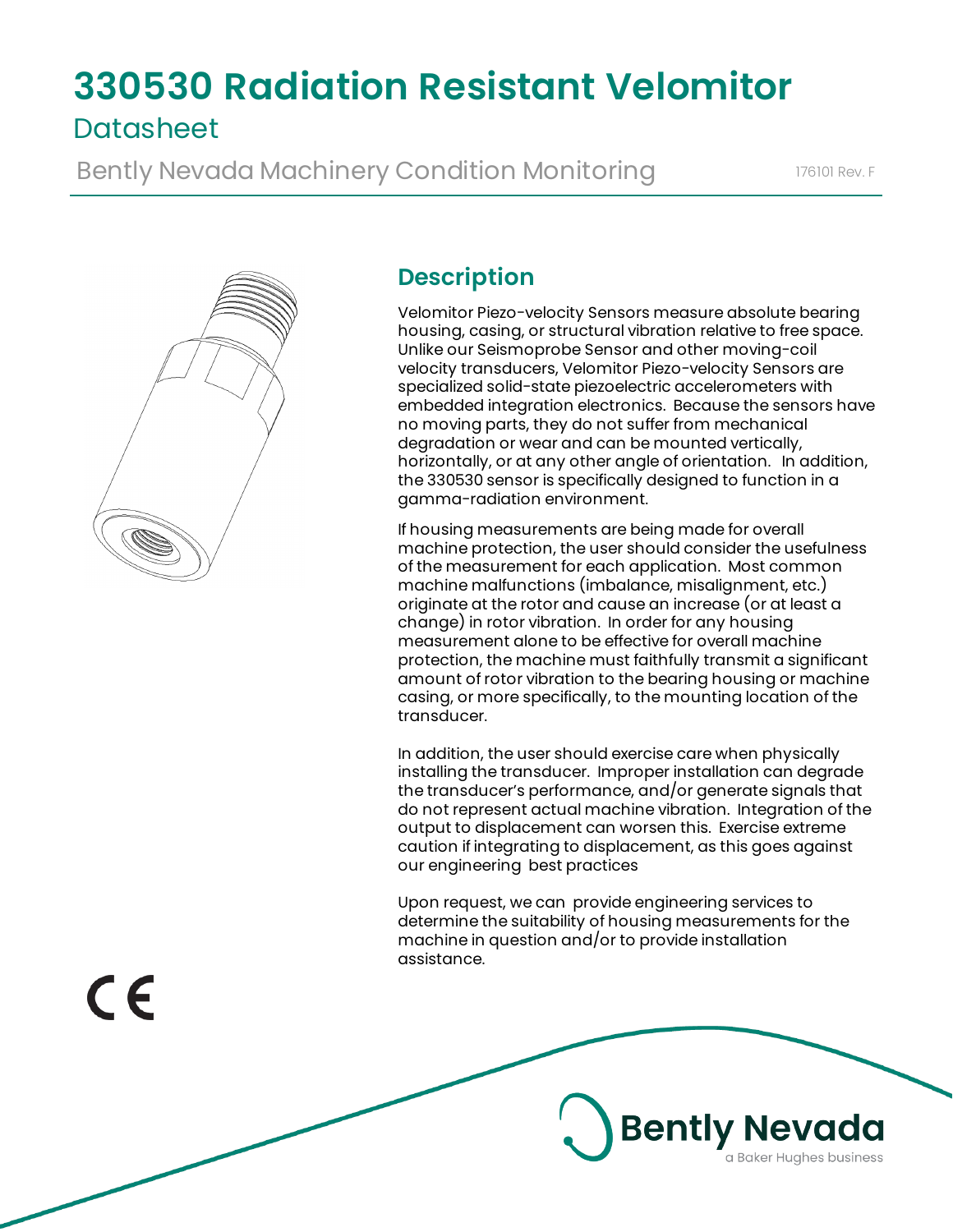# 330530 Radiation Resistant Velomitor

## Datasheet

Bently Nevada Machinery Condition Monitoring

176101 Rev. F

## Description

Velomitor Piezo-velocity Sensors measure absolute bearing housing, casing, or structural vibration relative to free space. Unlike our Seismoprobe Sensor and other moving-coil velocity transducers, Velomitor Piezo-velocity Sensors are specialized solid-state piezoelectric accelerometers with embedded integration electronics. Because the sensors have no moving parts, they do not suffer from mechanical degradation or wear and can be mounted vertically, horizontally, or at any other angle of orientation. In addition, the 330530 sensor is specifically designed to function in a gamma-radiation environment.

If housing measurements are being made for overall machine protection, the user should consider the usefulness of the measurement for each application. Most common machine malfunctions (imbalance, misalignment, etc.) originate at the rotor and cause an increase (or at least a change) in rotor vibration. In order for any housing measurement alone to be effective for overall machine protection, the machine must faithfully transmit a significant amount of rotor vibration to the bearing housing or machine casing, or more specifically, to the mounting location of the transducer.

In addition, the user should exercise care when physically installing the transducer. Improper installation can degrade the transducer's performance, and/or generate signals that do not represent actual machine vibration. Integration of the output to displacement can worsen this. Exercise extreme caution if integrating to displacement, as this goes against our engineering best practices

Upon request, we can provide engineering services to determine the suitability of housing measurements for the machine in question and/or to provide installation assistance.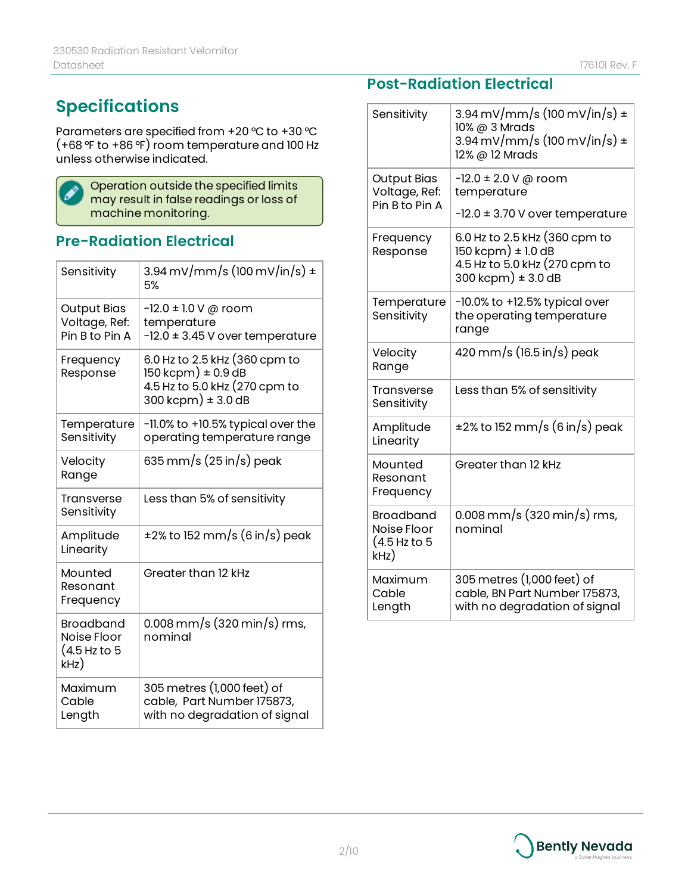## Specifications

Parameters are specified from +20 °C to +30 °C (+68 °F to +86 °F) room temperature and 100 Hz unless otherwise indicated.

> Operation outside the specified limits may result in false readings or loss of machine monitoring.

### Pre-Radiation Electrical

| | |
|---|---|
| Sensitivity | 3.94 mV/mm/s (100 mV/in/s) ± 5% |
| Output Bias Voltage, Ref: Pin B to Pin A | -12.0 ± 1.0 V @ room temperature<br>-12.0 ± 3.45 V over temperature |
| Frequency Response | 6.0 Hz to 2.5 kHz (360 cpm to 150 kcpm) ± 0.9 dB<br>4.5 Hz to 5.0 kHz (270 cpm to 300 kcpm) ± 3.0 dB |
| Temperature Sensitivity | -11.0% to +10.5% typical over the operating temperature range |
| Velocity Range | 635 mm/s (25 in/s) peak |
| Transverse Sensitivity | Less than 5% of sensitivity |
| Amplitude Linearity | ±2% to 152 mm/s (6 in/s) peak |
| Mounted Resonant Frequency | Greater than 12 kHz |
| Broadband Noise Floor (4.5 Hz to 5 kHz) | 0.008 mm/s (320 min/s) rms, nominal |
| Maximum Cable Length | 305 metres (1,000 feet) of cable, Part Number 175873, with no degradation of signal |

### Post-Radiation Electrical

| | |
|---|---|
| Sensitivity | 3.94 mV/mm/s (100 mV/in/s) ± 10% @ 3 Mrads<br>3.94 mV/mm/s (100 mV/in/s) ± 12% @ 12 Mrads |
| Output Bias Voltage, Ref: Pin B to Pin A | -12.0 ± 2.0 V @ room temperature<br>-12.0 ± 3.70 V over temperature |
| Frequency Response | 6.0 Hz to 2.5 kHz (360 cpm to 150 kcpm) ± 1.0 dB<br>4.5 Hz to 5.0 kHz (270 cpm to 300 kcpm) ± 3.0 dB |
| Temperature Sensitivity | -10.0% to +12.5% typical over the operating temperature range |
| Velocity Range | 420 mm/s (16.5 in/s) peak |
| Transverse Sensitivity | Less than 5% of sensitivity |
| Amplitude Linearity | ±2% to 152 mm/s (6 in/s) peak |
| Mounted Resonant Frequency | Greater than 12 kHz |
| Broadband Noise Floor (4.5 Hz to 5 kHz) | 0.008 mm/s (320 min/s) rms, nominal |
| Maximum Cable Length | 305 metres (1,000 feet) of cable, BN Part Number 175873, with no degradation of signal |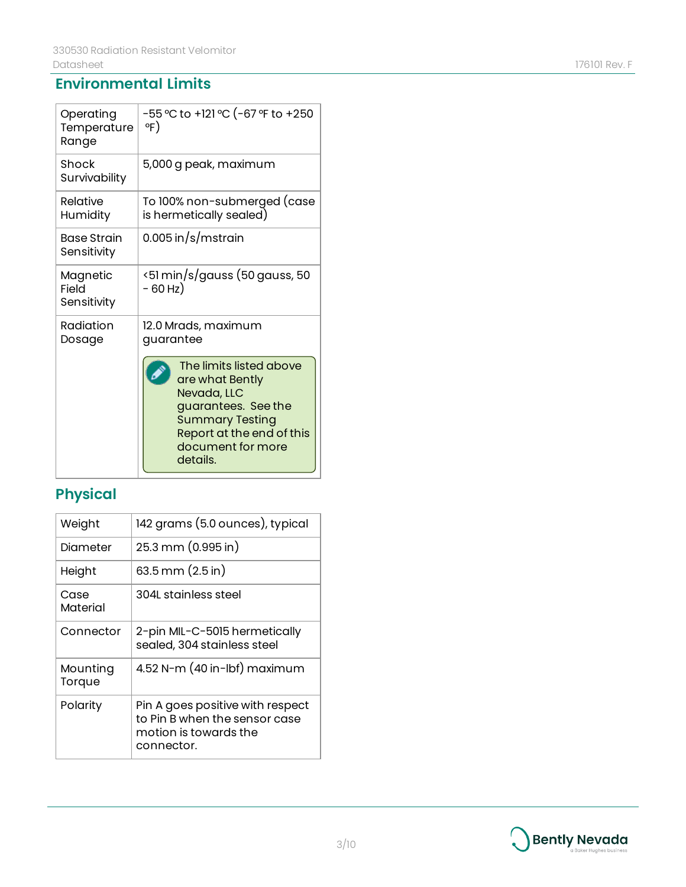## Environmental Limits

| | |
|---|---|
| Operating Temperature Range | -55 °C to +121 °C (-67 °F to +250 °F) |
| Shock Survivability | 5,000 g peak, maximum |
| Relative Humidity | To 100% non-submerged (case is hermetically sealed) |
| Base Strain Sensitivity | 0.005 in/s/mstrain |
| Magnetic Field Sensitivity | <51 min/s/gauss (50 gauss, 50 - 60 Hz) |
| Radiation Dosage | 12.0 Mrads, maximum guarantee<br><br>The limits listed above are what Bently Nevada, LLC guarantees. See the Summary Testing Report at the end of this document for more details. |

## Physical

| | |
|---|---|
| Weight | 142 grams (5.0 ounces), typical |
| Diameter | 25.3 mm (0.995 in) |
| Height | 63.5 mm (2.5 in) |
| Case Material | 304L stainless steel |
| Connector | 2-pin MIL-C-5015 hermetically sealed, 304 stainless steel |
| Mounting Torque | 4.52 N-m (40 in-lbf) maximum |
| Polarity | Pin A goes positive with respect to Pin B when the sensor case motion is towards the connector. |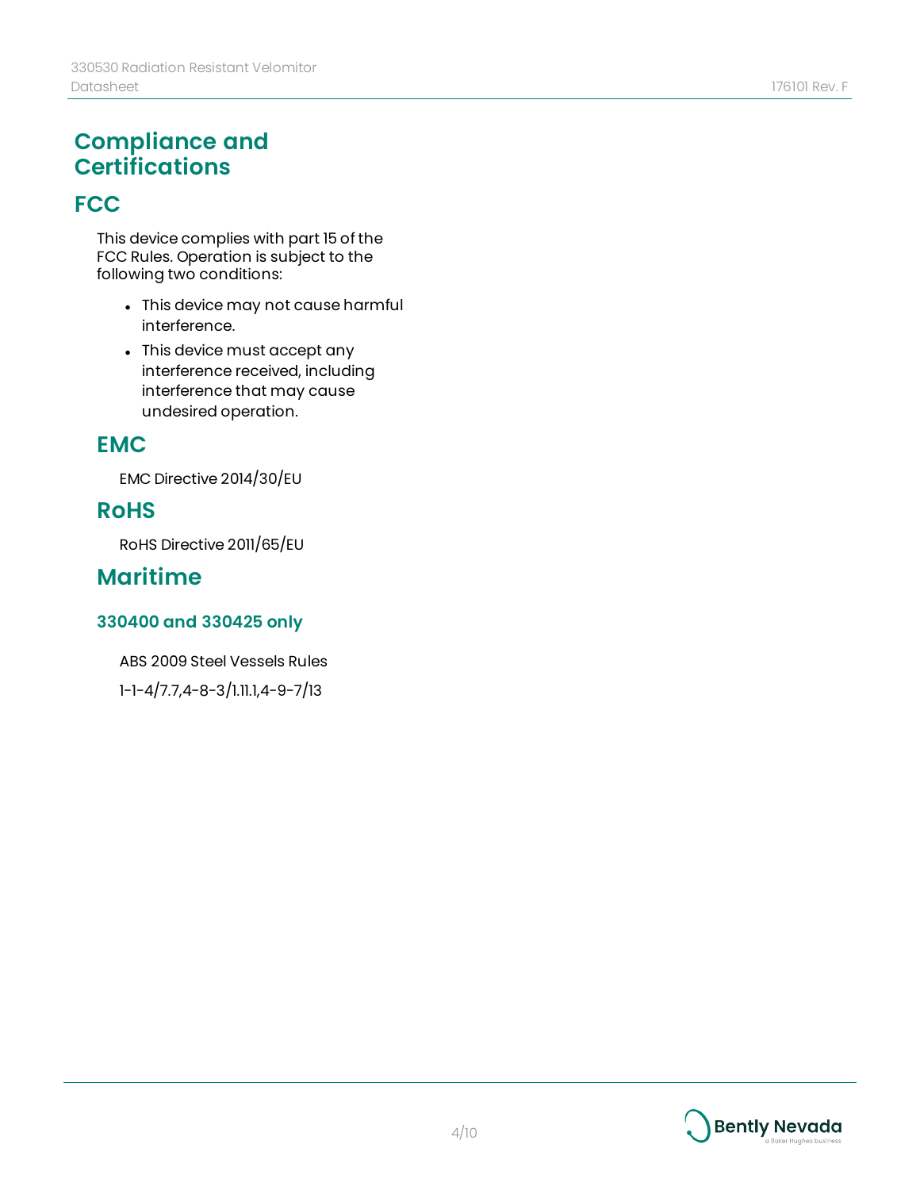# Compliance and Certifications

## FCC

This device complies with part 15 of the FCC Rules. Operation is subject to the following two conditions:

- This device may not cause harmful interference.
- This device must accept any interference received, including interference that may cause undesired operation.

### EMC

EMC Directive 2014/30/EU

### RoHS

RoHS Directive 2011/65/EU

### Maritime

#### 330400 and 330425 only

ABS 2009 Steel Vessels Rules

1-1-4/7.7,4-8-3/1.11.1,4-9-7/13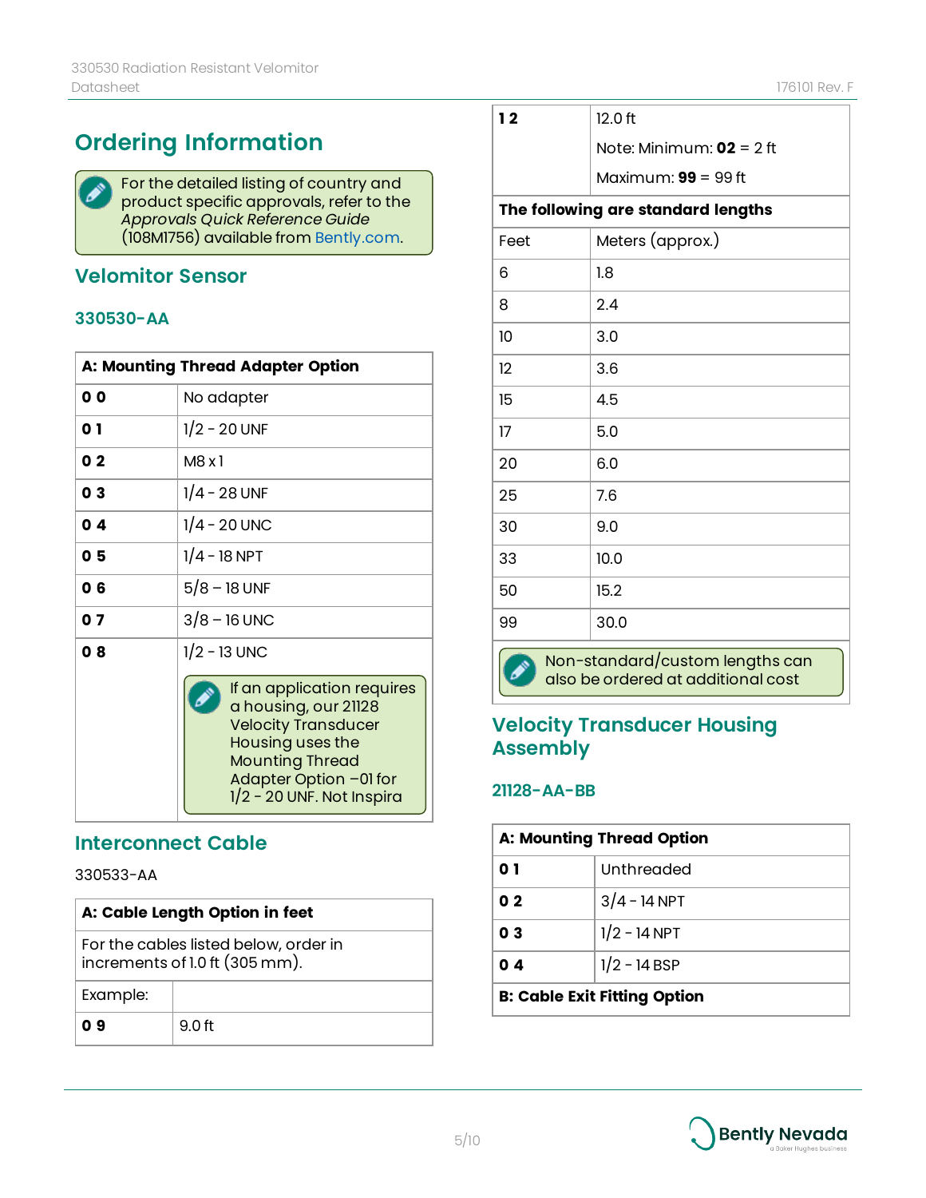# Ordering Information

> For the detailed listing of country and product specific approvals, refer to the *Approvals Quick Reference Guide* (108M1756) available from Bently.com.

## Velomitor Sensor

### 330530-AA

| A: Mounting Thread Adapter Option | |
|---|---|
| **0 0** | No adapter |
| **0 1** | 1/2 - 20 UNF |
| **0 2** | M8 x 1 |
| **0 3** | 1/4 - 28 UNF |
| **0 4** | 1/4 - 20 UNC |
| **0 5** | 1/4 - 18 NPT |
| **0 6** | 5/8 – 18 UNF |
| **0 7** | 3/8 – 16 UNC |
| **0 8** | 1/2 - 13 UNC<br>If an application requires a housing, our 21128 Velocity Transducer Housing uses the Mounting Thread Adapter Option –01 for 1/2 - 20 UNF. Not Inspira |

## Interconnect Cable

330533-AA

| A: Cable Length Option in feet | |
|---|---|
| For the cables listed below, order in increments of 1.0 ft (305 mm). | |
| Example: | |
| **0 9** | 9.0 ft |
| **1 2** | 12.0 ft<br>Note: Minimum: **02** = 2 ft<br>Maximum: **99** = 99 ft |
| **The following are standard lengths** | |
| Feet | Meters (approx.) |
| 6 | 1.8 |
| 8 | 2.4 |
| 10 | 3.0 |
| 12 | 3.6 |
| 15 | 4.5 |
| 17 | 5.0 |
| 20 | 6.0 |
| 25 | 7.6 |
| 30 | 9.0 |
| 33 | 10.0 |
| 50 | 15.2 |
| 99 | 30.0 |

> Non-standard/custom lengths can also be ordered at additional cost

## Velocity Transducer Housing Assembly

### 21128-AA-BB

| A: Mounting Thread Option | |
|---|---|
| **0 1** | Unthreaded |
| **0 2** | 3/4 - 14 NPT |
| **0 3** | 1/2 - 14 NPT |
| **0 4** | 1/2 - 14 BSP |
| **B: Cable Exit Fitting Option** | |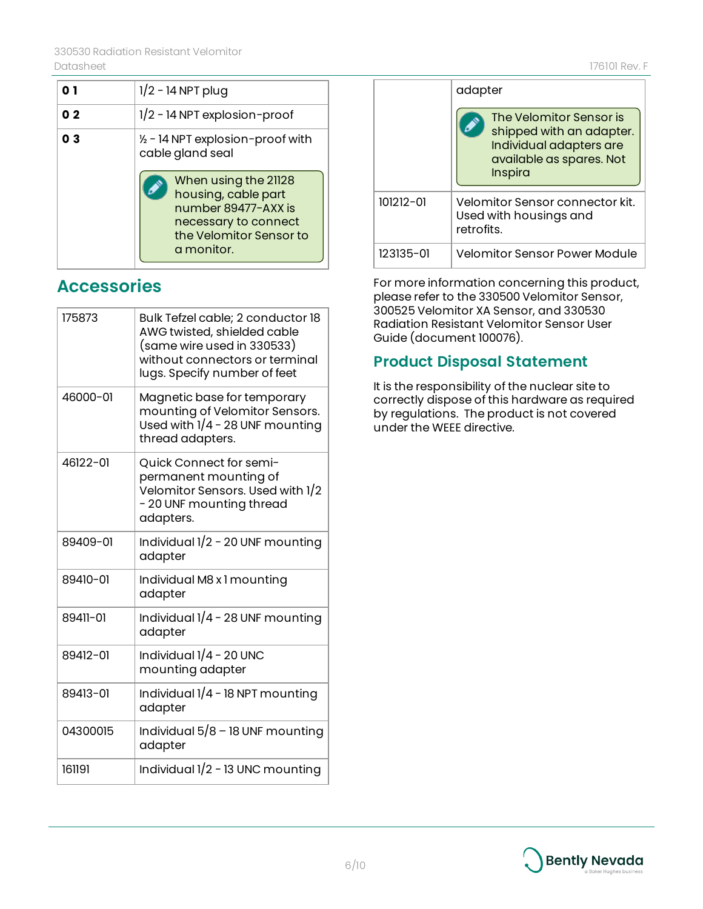| | |
|---|---|
| **0 1** | 1/2 - 14 NPT plug |
| **0 2** | 1/2 - 14 NPT explosion-proof |
| **0 3** | ½ - 14 NPT explosion-proof with cable gland seal<br><br>When using the 21128 housing, cable part number 89477-AXX is necessary to connect the Velomitor Sensor to a monitor. |

## Accessories

| | |
|---|---|
| 175873 | Bulk Tefzel cable; 2 conductor 18 AWG twisted, shielded cable (same wire used in 330533) without connectors or terminal lugs. Specify number of feet |
| 46000-01 | Magnetic base for temporary mounting of Velomitor Sensors. Used with 1/4 - 28 UNF mounting thread adapters. |
| 46122-01 | Quick Connect for semi-permanent mounting of Velomitor Sensors. Used with 1/2 - 20 UNF mounting thread adapters. |
| 89409-01 | Individual 1/2 - 20 UNF mounting adapter |
| 89410-01 | Individual M8 x 1 mounting adapter |
| 89411-01 | Individual 1/4 - 28 UNF mounting adapter |
| 89412-01 | Individual 1/4 - 20 UNC mounting adapter |
| 89413-01 | Individual 1/4 - 18 NPT mounting adapter |
| 04300015 | Individual 5/8 – 18 UNF mounting adapter |
| 161191 | Individual 1/2 - 13 UNC mounting adapter<br><br>The Velomitor Sensor is shipped with an adapter. Individual adapters are available as spares. Not Inspira |
| 101212-01 | Velomitor Sensor connector kit. Used with housings and retrofits. |
| 123135-01 | Velomitor Sensor Power Module |

For more information concerning this product, please refer to the 330500 Velomitor Sensor, 300525 Velomitor XA Sensor, and 330530 Radiation Resistant Velomitor Sensor User Guide (document 100076).

## Product Disposal Statement

It is the responsibility of the nuclear site to correctly dispose of this hardware as required by regulations. The product is not covered under the WEEE directive.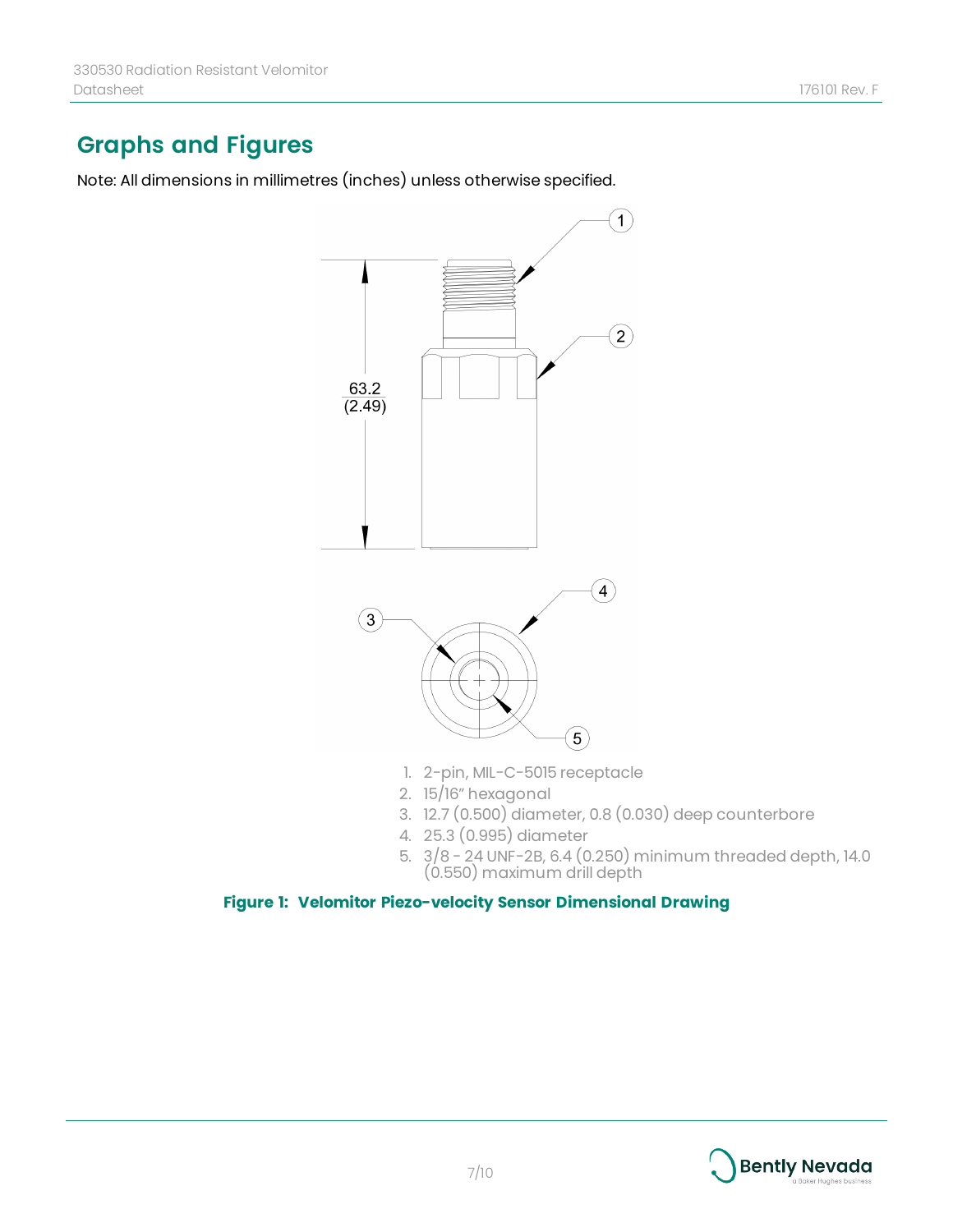## Graphs and Figures

Note: All dimensions in millimetres (inches) unless otherwise specified.

1. 2-pin, MIL-C-5015 receptacle
2. 15/16" hexagonal
3. 12.7 (0.500) diameter, 0.8 (0.030) deep counterbore
4. 25.3 (0.995) diameter
5. 3/8 - 24 UNF-2B, 6.4 (0.250) minimum threaded depth, 14.0 (0.550) maximum drill depth

**Figure 1: Velomitor Piezo-velocity Sensor Dimensional Drawing**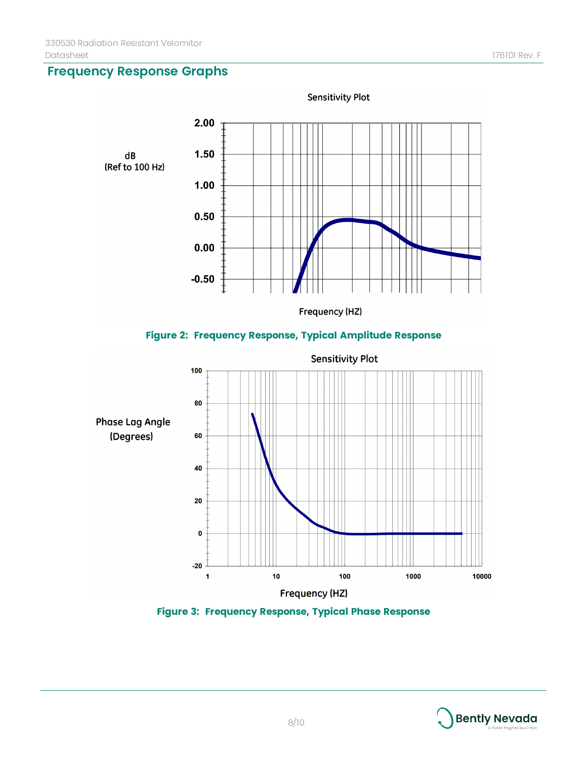## Frequency Response Graphs

Sensitivity Plot

dB (Ref to 100 Hz)

Frequency (HZ)

**Figure 2: Frequency Response, Typical Amplitude Response**

Sensitivity Plot

Phase Lag Angle (Degrees)

Frequency (HZ)

**Figure 3: Frequency Response, Typical Phase Response**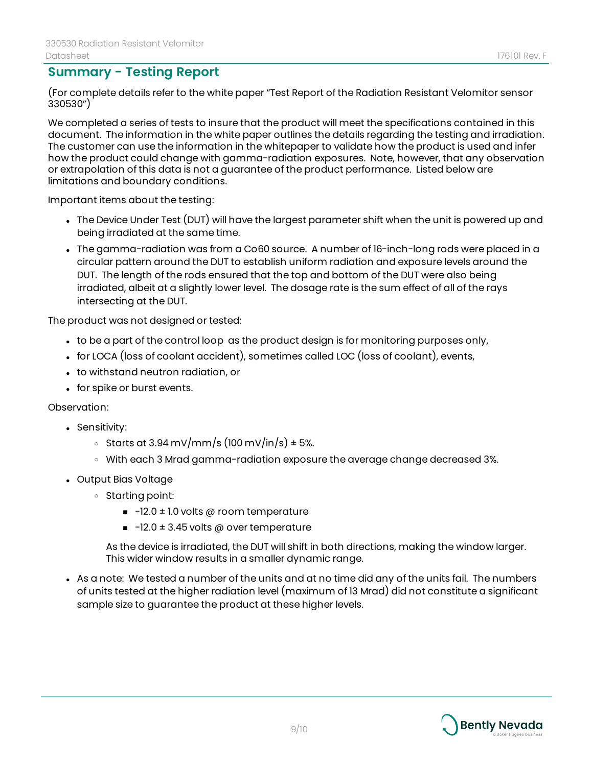## Summary - Testing Report

(For complete details refer to the white paper "Test Report of the Radiation Resistant Velomitor sensor 330530")

We completed a series of tests to insure that the product will meet the specifications contained in this document. The information in the white paper outlines the details regarding the testing and irradiation. The customer can use the information in the whitepaper to validate how the product is used and infer how the product could change with gamma-radiation exposures. Note, however, that any observation or extrapolation of this data is not a guarantee of the product performance. Listed below are limitations and boundary conditions.

Important items about the testing:

- The Device Under Test (DUT) will have the largest parameter shift when the unit is powered up and being irradiated at the same time.
- The gamma-radiation was from a Co60 source. A number of 16-inch-long rods were placed in a circular pattern around the DUT to establish uniform radiation and exposure levels around the DUT. The length of the rods ensured that the top and bottom of the DUT were also being irradiated, albeit at a slightly lower level. The dosage rate is the sum effect of all of the rays intersecting at the DUT.

The product was not designed or tested:

- to be a part of the control loop as the product design is for monitoring purposes only,
- for LOCA (loss of coolant accident), sometimes called LOC (loss of coolant), events,
- to withstand neutron radiation, or
- for spike or burst events.

Observation:

- Sensitivity:
  - Starts at 3.94 mV/mm/s (100 mV/in/s) ± 5%.
  - With each 3 Mrad gamma-radiation exposure the average change decreased 3%.
- Output Bias Voltage
  - Starting point:
    - -12.0 ± 1.0 volts @ room temperature
    - -12.0 ± 3.45 volts @ over temperature

    As the device is irradiated, the DUT will shift in both directions, making the window larger. This wider window results in a smaller dynamic range.
- As a note: We tested a number of the units and at no time did any of the units fail. The numbers of units tested at the higher radiation level (maximum of 13 Mrad) did not constitute a significant sample size to guarantee the product at these higher levels.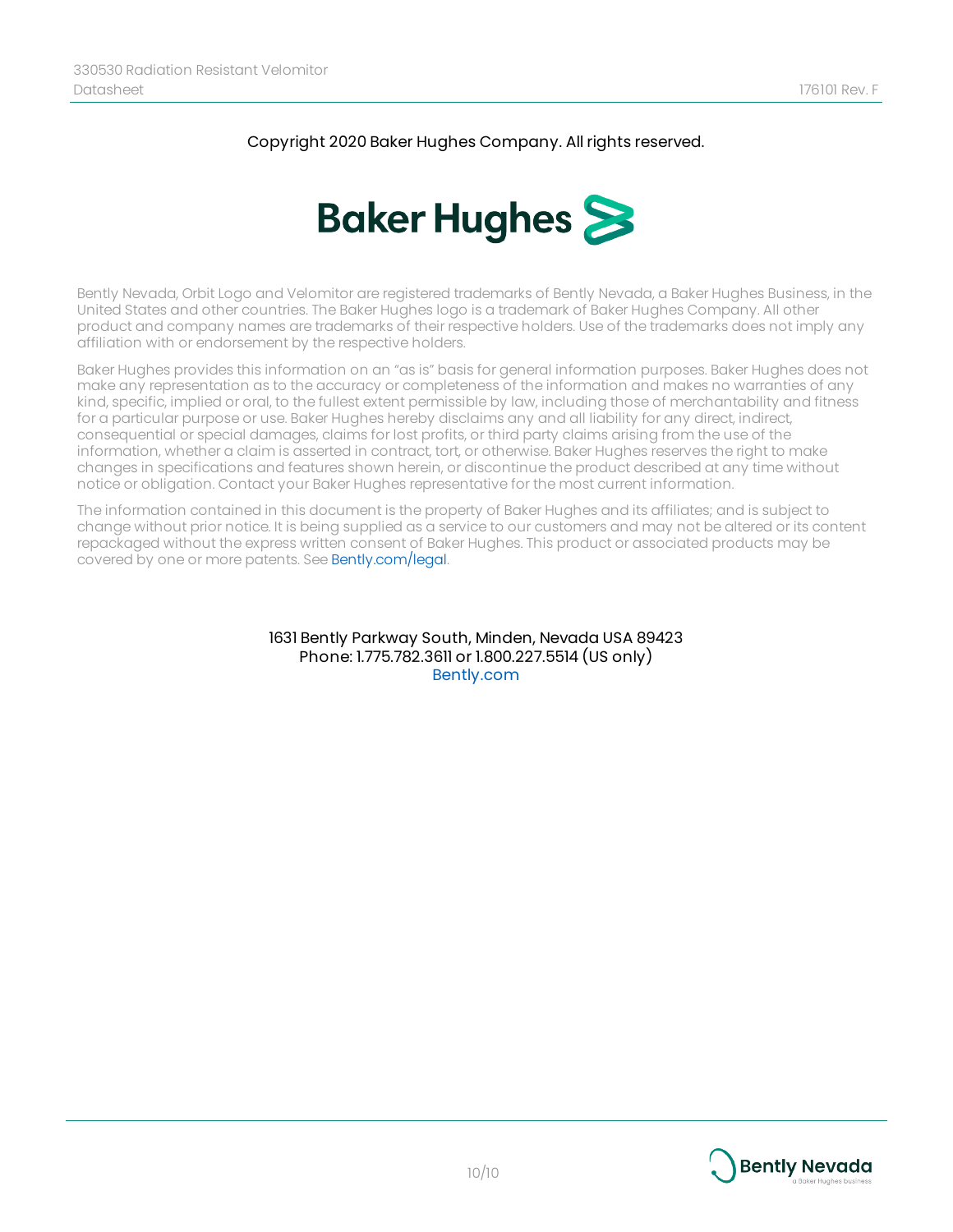Copyright 2020 Baker Hughes Company. All rights reserved.

Bently Nevada, Orbit Logo and Velomitor are registered trademarks of Bently Nevada, a Baker Hughes Business, in the United States and other countries. The Baker Hughes logo is a trademark of Baker Hughes Company. All other product and company names are trademarks of their respective holders. Use of the trademarks does not imply any affiliation with or endorsement by the respective holders.

Baker Hughes provides this information on an "as is" basis for general information purposes. Baker Hughes does not make any representation as to the accuracy or completeness of the information and makes no warranties of any kind, specific, implied or oral, to the fullest extent permissible by law, including those of merchantability and fitness for a particular purpose or use. Baker Hughes hereby disclaims any and all liability for any direct, indirect, consequential or special damages, claims for lost profits, or third party claims arising from the use of the information, whether a claim is asserted in contract, tort, or otherwise. Baker Hughes reserves the right to make changes in specifications and features shown herein, or discontinue the product described at any time without notice or obligation. Contact your Baker Hughes representative for the most current information.

The information contained in this document is the property of Baker Hughes and its affiliates; and is subject to change without prior notice. It is being supplied as a service to our customers and may not be altered or its content repackaged without the express written consent of Baker Hughes. This product or associated products may be covered by one or more patents. See Bently.com/legal.

1631 Bently Parkway South, Minden, Nevada USA 89423
Phone: 1.775.782.3611 or 1.800.227.5514 (US only)
Bently.com